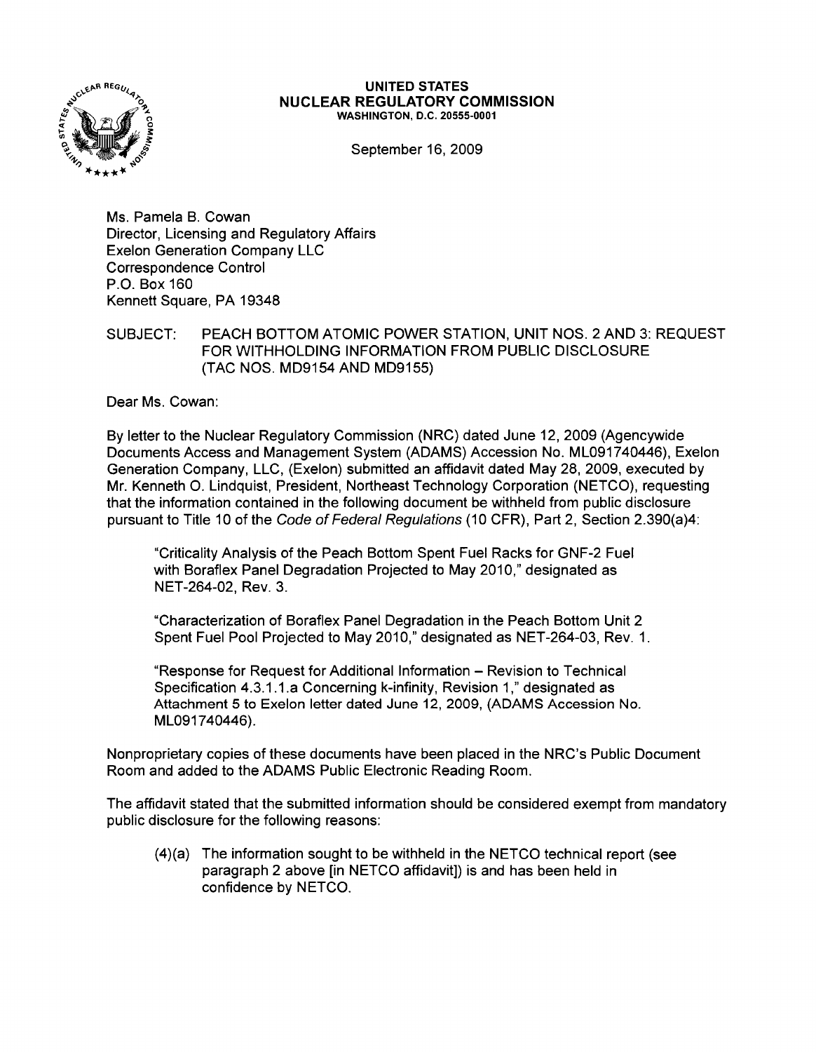**UNITED STATES**
**NUCLEAR REGULATORY COMMISSION**
WASHINGTON, D.C. 20555-0001

September 16, 2009

Ms. Pamela B. Cowan
Director, Licensing and Regulatory Affairs
Exelon Generation Company LLC
Correspondence Control
P.O. Box 160
Kennett Square, PA 19348

SUBJECT: PEACH BOTTOM ATOMIC POWER STATION, UNIT NOS. 2 AND 3: REQUEST FOR WITHHOLDING INFORMATION FROM PUBLIC DISCLOSURE (TAC NOS. MD9154 AND MD9155)

Dear Ms. Cowan:

By letter to the Nuclear Regulatory Commission (NRC) dated June 12, 2009 (Agencywide Documents Access and Management System (ADAMS) Accession No. ML091740446), Exelon Generation Company, LLC, (Exelon) submitted an affidavit dated May 28, 2009, executed by Mr. Kenneth O. Lindquist, President, Northeast Technology Corporation (NETCO), requesting that the information contained in the following document be withheld from public disclosure pursuant to Title 10 of the *Code of Federal Regulations* (10 CFR), Part 2, Section 2.390(a)4:

> "Criticality Analysis of the Peach Bottom Spent Fuel Racks for GNF-2 Fuel with Boraflex Panel Degradation Projected to May 2010," designated as NET-264-02, Rev. 3.
>
> "Characterization of Boraflex Panel Degradation in the Peach Bottom Unit 2 Spent Fuel Pool Projected to May 2010," designated as NET-264-03, Rev. 1.
>
> "Response for Request for Additional Information – Revision to Technical Specification 4.3.1.1.a Concerning k-infinity, Revision 1," designated as Attachment 5 to Exelon letter dated June 12, 2009, (ADAMS Accession No. ML091740446).

Nonproprietary copies of these documents have been placed in the NRC's Public Document Room and added to the ADAMS Public Electronic Reading Room.

The affidavit stated that the submitted information should be considered exempt from mandatory public disclosure for the following reasons:

> (4)(a) The information sought to be withheld in the NETCO technical report (see paragraph 2 above [in NETCO affidavit]) is and has been held in confidence by NETCO.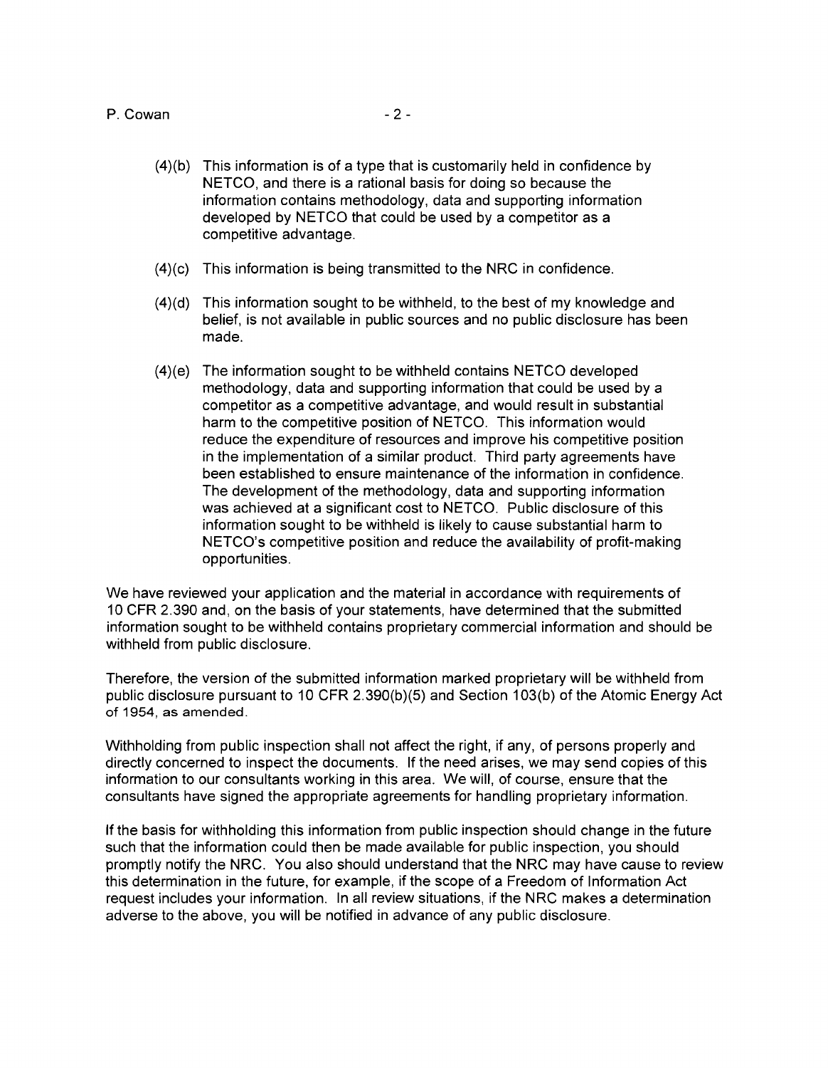(4)(b) This information is of a type that is customarily held in confidence by NETCO, and there is a rational basis for doing so because the information contains methodology, data and supporting information developed by NETCO that could be used by a competitor as a competitive advantage.

(4)(c) This information is being transmitted to the NRC in confidence.

(4)(d) This information sought to be withheld, to the best of my knowledge and belief, is not available in public sources and no public disclosure has been made.

(4)(e) The information sought to be withheld contains NETCO developed methodology, data and supporting information that could be used by a competitor as a competitive advantage, and would result in substantial harm to the competitive position of NETCO. This information would reduce the expenditure of resources and improve his competitive position in the implementation of a similar product. Third party agreements have been established to ensure maintenance of the information in confidence. The development of the methodology, data and supporting information was achieved at a significant cost to NETCO. Public disclosure of this information sought to be withheld is likely to cause substantial harm to NETCO's competitive position and reduce the availability of profit-making opportunities.

We have reviewed your application and the material in accordance with requirements of 10 CFR 2.390 and, on the basis of your statements, have determined that the submitted information sought to be withheld contains proprietary commercial information and should be withheld from public disclosure.

Therefore, the version of the submitted information marked proprietary will be withheld from public disclosure pursuant to 10 CFR 2.390(b)(5) and Section 103(b) of the Atomic Energy Act of 1954, as amended.

Withholding from public inspection shall not affect the right, if any, of persons properly and directly concerned to inspect the documents. If the need arises, we may send copies of this information to our consultants working in this area. We will, of course, ensure that the consultants have signed the appropriate agreements for handling proprietary information.

If the basis for withholding this information from public inspection should change in the future such that the information could then be made available for public inspection, you should promptly notify the NRC. You also should understand that the NRC may have cause to review this determination in the future, for example, if the scope of a Freedom of Information Act request includes your information. In all review situations, if the NRC makes a determination adverse to the above, you will be notified in advance of any public disclosure.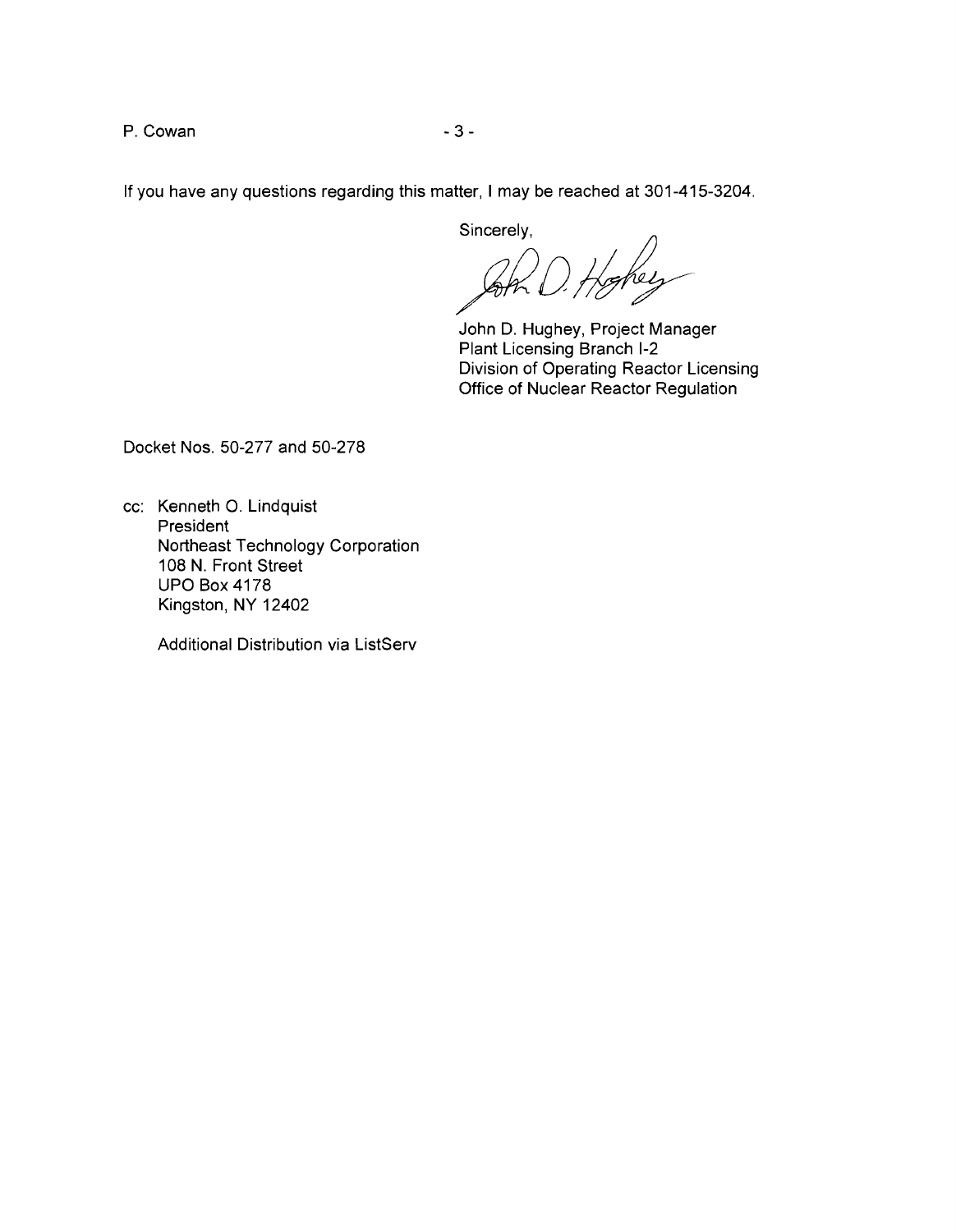If you have any questions regarding this matter, I may be reached at 301-415-3204.

Sincerely,

John D. Hughey, Project Manager
Plant Licensing Branch I-2
Division of Operating Reactor Licensing
Office of Nuclear Reactor Regulation

Docket Nos. 50-277 and 50-278

cc: Kenneth O. Lindquist
President
Northeast Technology Corporation
108 N. Front Street
UPO Box 4178
Kingston, NY 12402

Additional Distribution via ListServ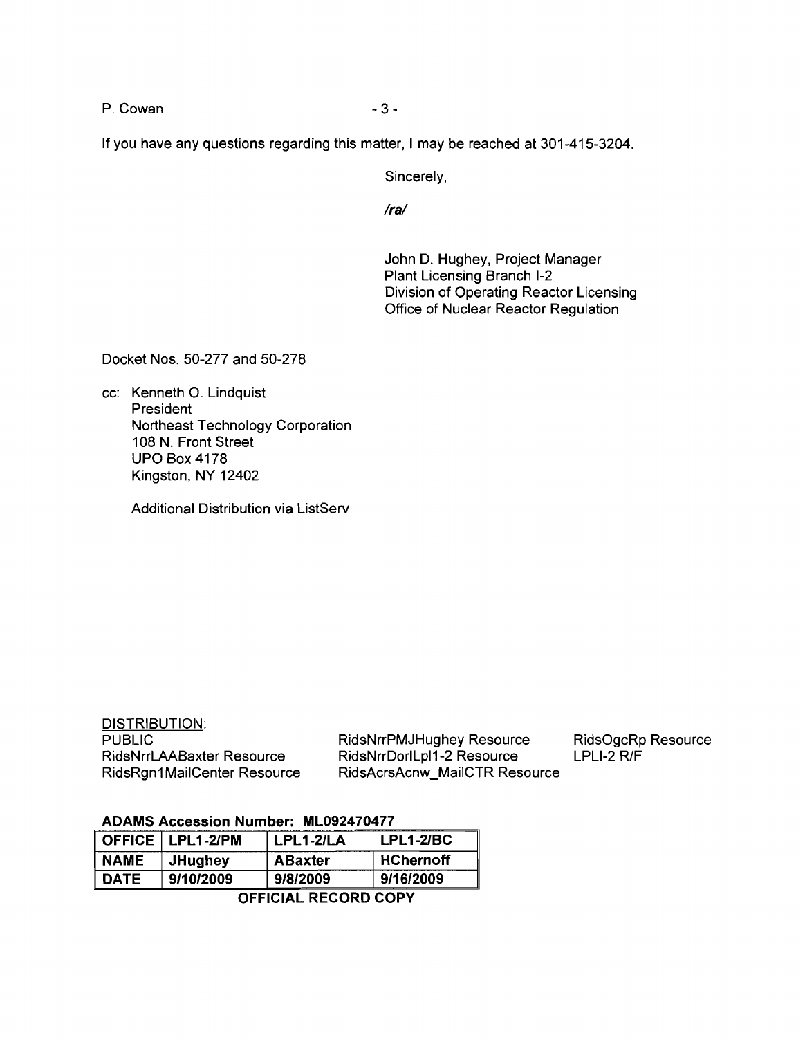If you have any questions regarding this matter, I may be reached at 301-415-3204.

Sincerely,

*/ra/*

John D. Hughey, Project Manager
Plant Licensing Branch I-2
Division of Operating Reactor Licensing
Office of Nuclear Reactor Regulation

Docket Nos. 50-277 and 50-278

cc: Kenneth O. Lindquist
President
Northeast Technology Corporation
108 N. Front Street
UPO Box 4178
Kingston, NY 12402

Additional Distribution via ListServ

DISTRIBUTION:
PUBLIC
RidsNrrLAABaxter Resource
RidsRgn1MailCenter Resource
RidsNrrPMJHughey Resource
RidsNrrDorlLpl1-2 Resource
RidsAcrsAcnw_MailCTR Resource
RidsOgcRp Resource
LPLI-2 R/F

**ADAMS Accession Number: ML092470477**

| OFFICE | LPL1-2/PM | LPL1-2/LA | LPL1-2/BC |
|---|---|---|---|
| NAME | JHughey | ABaxter | HChernoff |
| DATE | 9/10/2009 | 9/8/2009 | 9/16/2009 |

**OFFICIAL RECORD COPY**